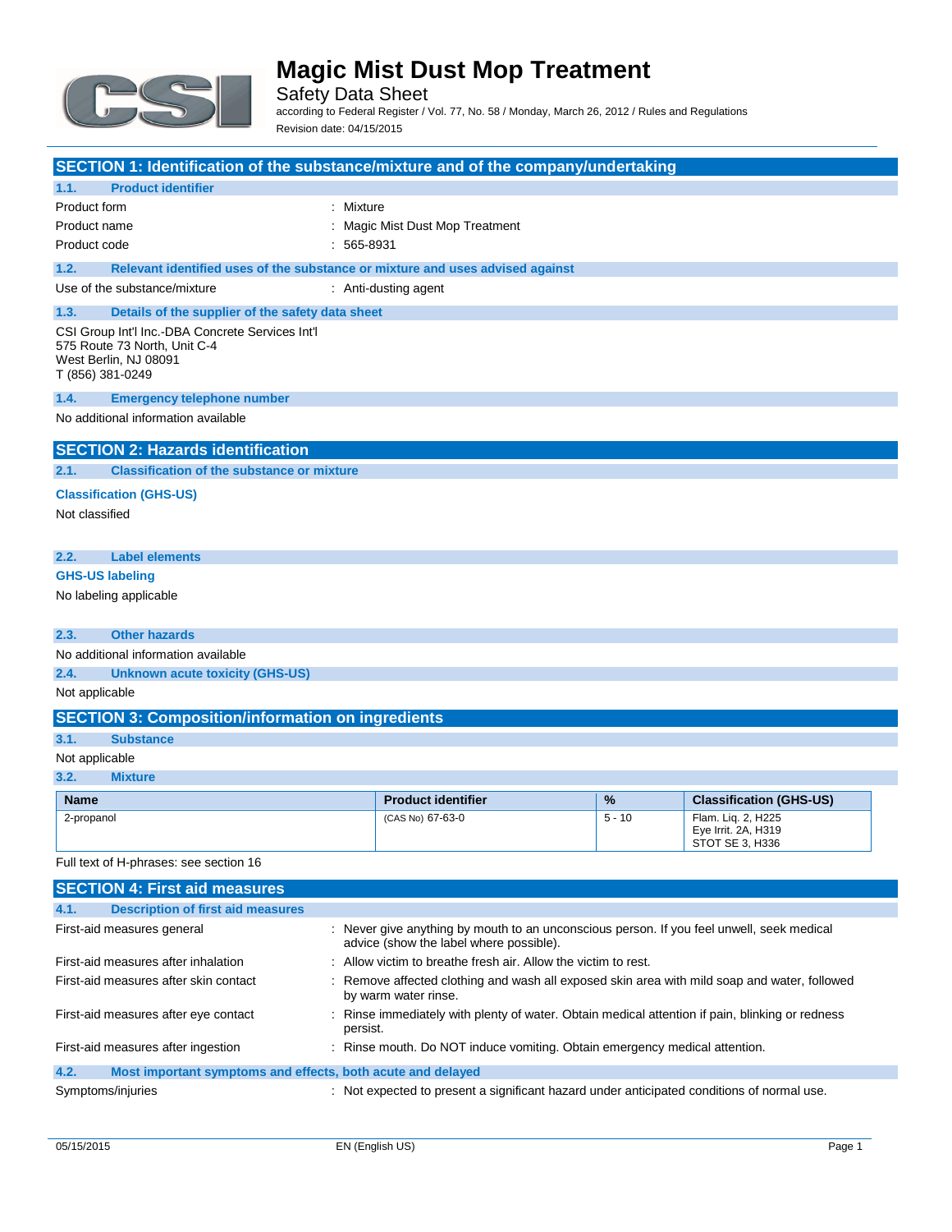# Magic Mist Dust Mop Treatment

Safety Data Sheet

according to Federal Register / Vol. 77, No. 58 / Monday, March 26, 2012 / Rules and Regulations

Revision date: 04/15/2015

## SECTION 1: Identification of the substance/mixture and of the company/undertaking

### 1.1. Product identifier

Product form : Mixture

Product name : Magic Mist Dust Mop Treatment

Product code : 565-8931

### 1.2. Relevant identified uses of the substance or mixture and uses advised against

Use of the substance/mixture : Anti-dusting agent

### 1.3. Details of the supplier of the safety data sheet

CSI Group Int'l Inc.-DBA Concrete Services Int'l
575 Route 73 North, Unit C-4
West Berlin, NJ 08091
T (856) 381-0249

### 1.4. Emergency telephone number

No additional information available

## SECTION 2: Hazards identification

### 2.1. Classification of the substance or mixture

**Classification (GHS-US)**

Not classified

### 2.2. Label elements

**GHS-US labeling**

No labeling applicable

### 2.3. Other hazards

No additional information available

### 2.4. Unknown acute toxicity (GHS-US)

Not applicable

## SECTION 3: Composition/information on ingredients

### 3.1. Substance

Not applicable

### 3.2. Mixture

| Name | Product identifier | % | Classification (GHS-US) |
|---|---|---|---|
| 2-propanol | (CAS No) 67-63-0 | 5 - 10 | Flam. Liq. 2, H225<br>Eye Irrit. 2A, H319<br>STOT SE 3, H336 |

Full text of H-phrases: see section 16

## SECTION 4: First aid measures

### 4.1. Description of first aid measures

First-aid measures general : Never give anything by mouth to an unconscious person. If you feel unwell, seek medical advice (show the label where possible).

First-aid measures after inhalation : Allow victim to breathe fresh air. Allow the victim to rest.

First-aid measures after skin contact : Remove affected clothing and wash all exposed skin area with mild soap and water, followed by warm water rinse.

First-aid measures after eye contact : Rinse immediately with plenty of water. Obtain medical attention if pain, blinking or redness persist.

First-aid measures after ingestion : Rinse mouth. Do NOT induce vomiting. Obtain emergency medical attention.

### 4.2. Most important symptoms and effects, both acute and delayed

Symptoms/injuries : Not expected to present a significant hazard under anticipated conditions of normal use.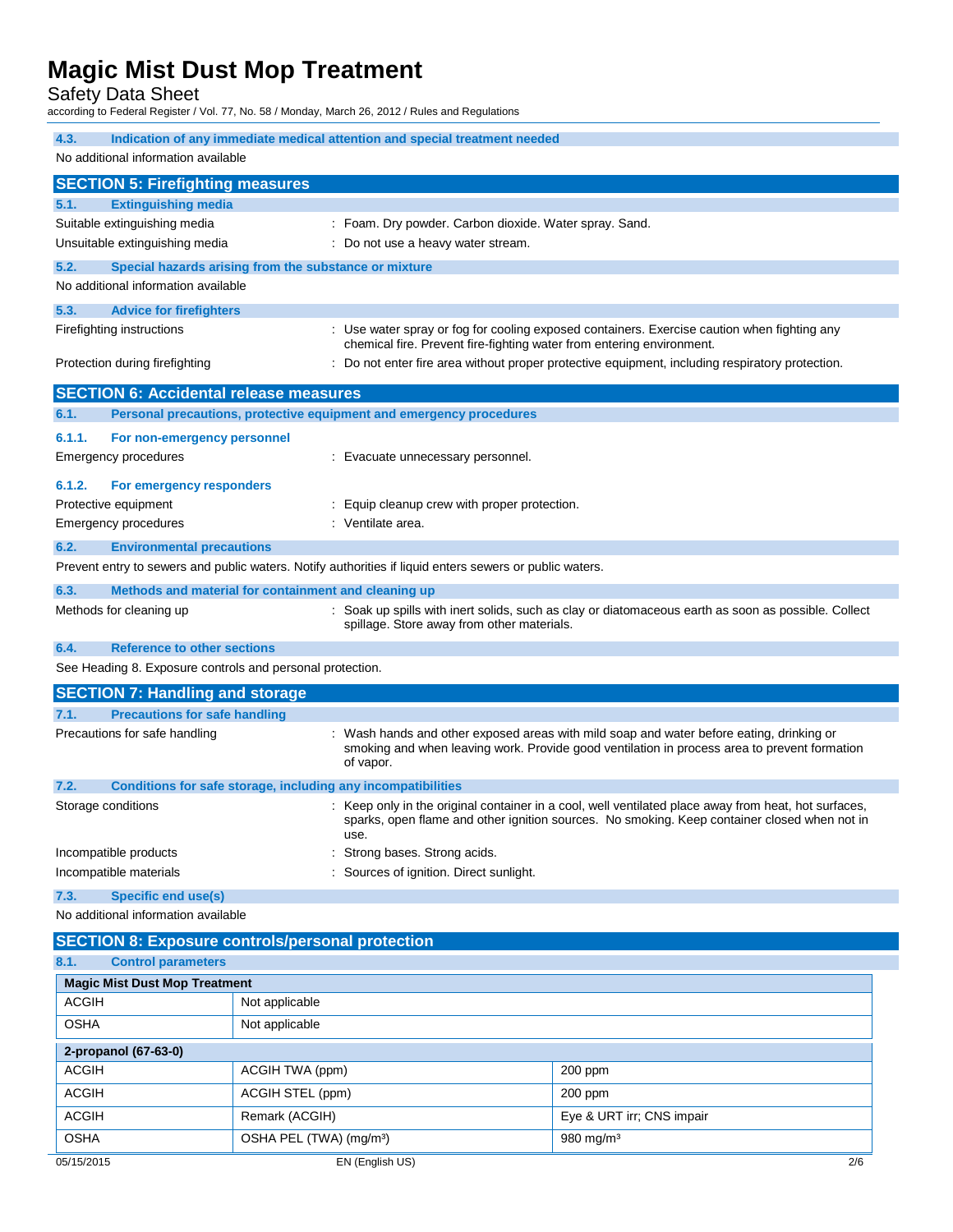#### 4.3. Indication of any immediate medical attention and special treatment needed

No additional information available

## SECTION 5: Firefighting measures

#### 5.1. Extinguishing media

Suitable extinguishing media : Foam. Dry powder. Carbon dioxide. Water spray. Sand.

Unsuitable extinguishing media : Do not use a heavy water stream.

#### 5.2. Special hazards arising from the substance or mixture

No additional information available

#### 5.3. Advice for firefighters

Firefighting instructions : Use water spray or fog for cooling exposed containers. Exercise caution when fighting any chemical fire. Prevent fire-fighting water from entering environment.

Protection during firefighting : Do not enter fire area without proper protective equipment, including respiratory protection.

## SECTION 6: Accidental release measures

#### 6.1. Personal precautions, protective equipment and emergency procedures

##### 6.1.1. For non-emergency personnel

Emergency procedures : Evacuate unnecessary personnel.

##### 6.1.2. For emergency responders

Protective equipment : Equip cleanup crew with proper protection.

Emergency procedures : Ventilate area.

#### 6.2. Environmental precautions

Prevent entry to sewers and public waters. Notify authorities if liquid enters sewers or public waters.

#### 6.3. Methods and material for containment and cleaning up

Methods for cleaning up : Soak up spills with inert solids, such as clay or diatomaceous earth as soon as possible. Collect spillage. Store away from other materials.

#### 6.4. Reference to other sections

See Heading 8. Exposure controls and personal protection.

## SECTION 7: Handling and storage

#### 7.1. Precautions for safe handling

Precautions for safe handling : Wash hands and other exposed areas with mild soap and water before eating, drinking or smoking and when leaving work. Provide good ventilation in process area to prevent formation of vapor.

#### 7.2. Conditions for safe storage, including any incompatibilities

Storage conditions : Keep only in the original container in a cool, well ventilated place away from heat, hot surfaces, sparks, open flame and other ignition sources. No smoking. Keep container closed when not in use.

Incompatible products : Strong bases. Strong acids.

Incompatible materials : Sources of ignition. Direct sunlight.

#### 7.3. Specific end use(s)

No additional information available

## SECTION 8: Exposure controls/personal protection

#### 8.1. Control parameters

| Magic Mist Dust Mop Treatment | | |
|---|---|---|
| ACGIH | Not applicable | |
| OSHA | Not applicable | |

| 2-propanol (67-63-0) | | |
|---|---|---|
| ACGIH | ACGIH TWA (ppm) | 200 ppm |
| ACGIH | ACGIH STEL (ppm) | 200 ppm |
| ACGIH | Remark (ACGIH) | Eye & URT irr; CNS impair |
| OSHA | OSHA PEL (TWA) (mg/m³) | 980 mg/m³ |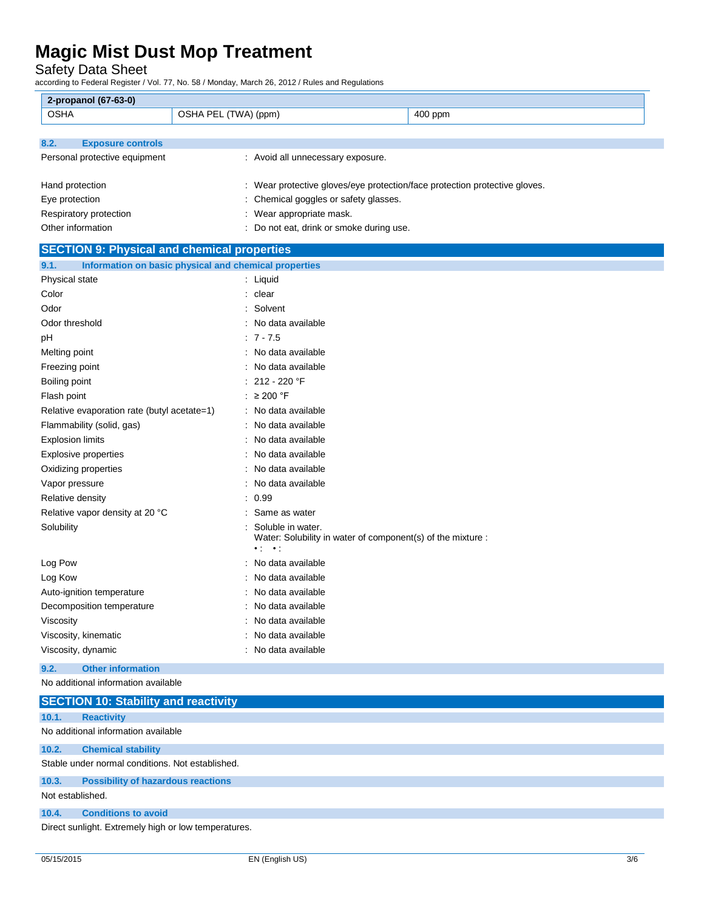| 2-propanol (67-63-0) | | |
|---|---|---|
| OSHA | OSHA PEL (TWA) (ppm) | 400 ppm |

### 8.2. Exposure controls

| | |
|---|---|
| Personal protective equipment | : Avoid all unnecessary exposure. |
| Hand protection | : Wear protective gloves/eye protection/face protection protective gloves. |
| Eye protection | : Chemical goggles or safety glasses. |
| Respiratory protection | : Wear appropriate mask. |
| Other information | : Do not eat, drink or smoke during use. |

## SECTION 9: Physical and chemical properties

### 9.1. Information on basic physical and chemical properties

| | |
|---|---|
| Physical state | : Liquid |
| Color | : clear |
| Odor | : Solvent |
| Odor threshold | : No data available |
| pH | : 7 - 7.5 |
| Melting point | : No data available |
| Freezing point | : No data available |
| Boiling point | : 212 - 220 °F |
| Flash point | : ≥ 200 °F |
| Relative evaporation rate (butyl acetate=1) | : No data available |
| Flammability (solid, gas) | : No data available |
| Explosion limits | : No data available |
| Explosive properties | : No data available |
| Oxidizing properties | : No data available |
| Vapor pressure | : No data available |
| Relative density | : 0.99 |
| Relative vapor density at 20 °C | : Same as water |
| Solubility | : Soluble in water. Water: Solubility in water of component(s) of the mixture : • : • : |
| Log Pow | : No data available |
| Log Kow | : No data available |
| Auto-ignition temperature | : No data available |
| Decomposition temperature | : No data available |
| Viscosity | : No data available |
| Viscosity, kinematic | : No data available |
| Viscosity, dynamic | : No data available |

### 9.2. Other information

No additional information available

## SECTION 10: Stability and reactivity

### 10.1. Reactivity

No additional information available

### 10.2. Chemical stability

Stable under normal conditions. Not established.

### 10.3. Possibility of hazardous reactions

Not established.

### 10.4. Conditions to avoid

Direct sunlight. Extremely high or low temperatures.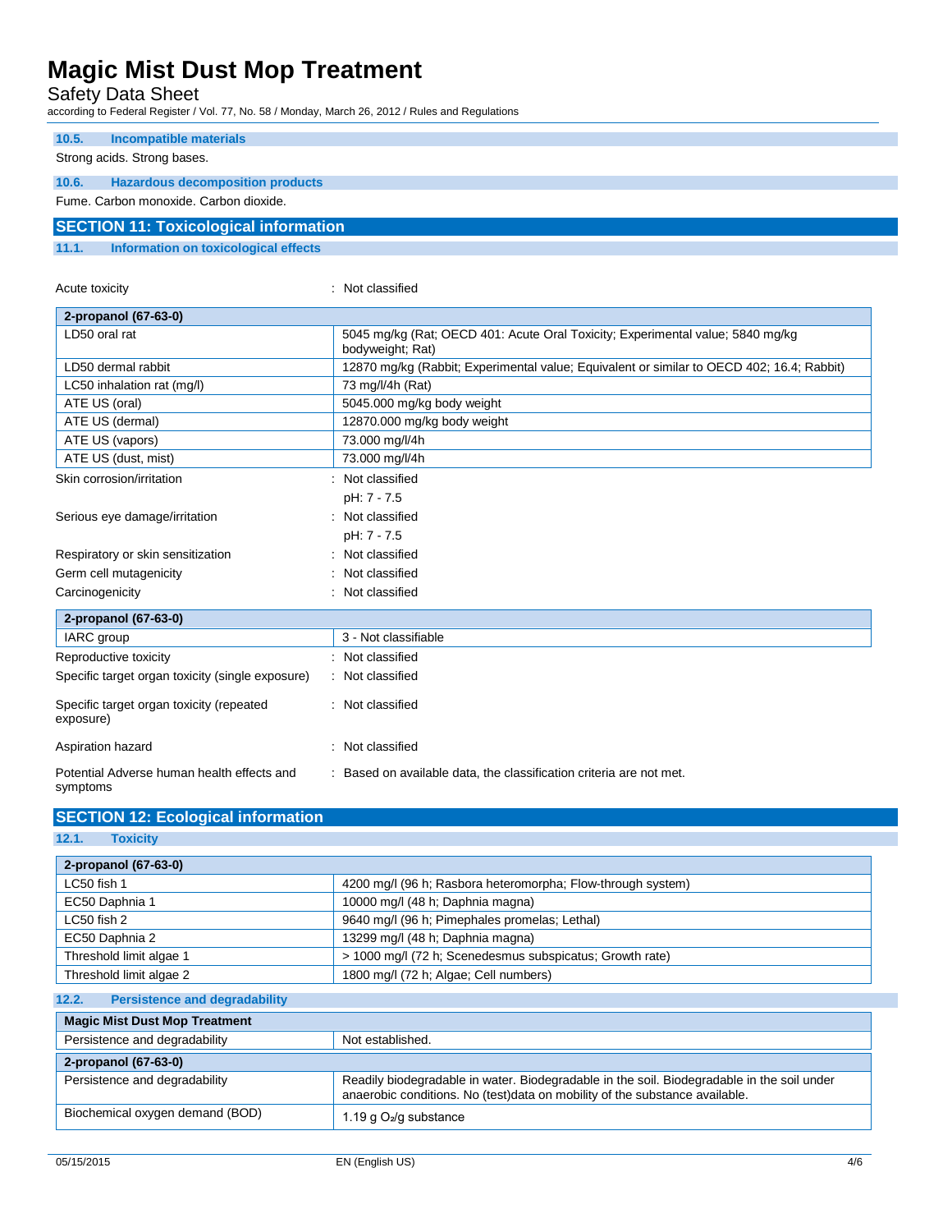### 10.5. Incompatible materials

Strong acids. Strong bases.

### 10.6. Hazardous decomposition products

Fume. Carbon monoxide. Carbon dioxide.

## SECTION 11: Toxicological information

### 11.1. Information on toxicological effects

Acute toxicity : Not classified

| 2-propanol (67-63-0) | |
|---|---|
| LD50 oral rat | 5045 mg/kg (Rat; OECD 401: Acute Oral Toxicity; Experimental value; 5840 mg/kg bodyweight; Rat) |
| LD50 dermal rabbit | 12870 mg/kg (Rabbit; Experimental value; Equivalent or similar to OECD 402; 16.4; Rabbit) |
| LC50 inhalation rat (mg/l) | 73 mg/l/4h (Rat) |
| ATE US (oral) | 5045.000 mg/kg body weight |
| ATE US (dermal) | 12870.000 mg/kg body weight |
| ATE US (vapors) | 73.000 mg/l/4h |
| ATE US (dust, mist) | 73.000 mg/l/4h |

Skin corrosion/irritation : Not classified

pH: 7 - 7.5

Serious eye damage/irritation : Not classified

pH: 7 - 7.5

Respiratory or skin sensitization : Not classified

Germ cell mutagenicity : Not classified

Carcinogenicity : Not classified

| 2-propanol (67-63-0) | |
|---|---|
| IARC group | 3 - Not classifiable |

Reproductive toxicity : Not classified

Specific target organ toxicity (single exposure) : Not classified

Specific target organ toxicity (repeated exposure) : Not classified

Aspiration hazard : Not classified

Potential Adverse human health effects and symptoms : Based on available data, the classification criteria are not met.

## SECTION 12: Ecological information

### 12.1. Toxicity

| 2-propanol (67-63-0) | |
|---|---|
| LC50 fish 1 | 4200 mg/l (96 h; Rasbora heteromorpha; Flow-through system) |
| EC50 Daphnia 1 | 10000 mg/l (48 h; Daphnia magna) |
| LC50 fish 2 | 9640 mg/l (96 h; Pimephales promelas; Lethal) |
| EC50 Daphnia 2 | 13299 mg/l (48 h; Daphnia magna) |
| Threshold limit algae 1 | > 1000 mg/l (72 h; Scenedesmus subspicatus; Growth rate) |
| Threshold limit algae 2 | 1800 mg/l (72 h; Algae; Cell numbers) |

### 12.2. Persistence and degradability

| Magic Mist Dust Mop Treatment | |
|---|---|
| Persistence and degradability | Not established. |
| **2-propanol (67-63-0)** | |
| Persistence and degradability | Readily biodegradable in water. Biodegradable in the soil. Biodegradable in the soil under anaerobic conditions. No (test)data on mobility of the substance available. |
| Biochemical oxygen demand (BOD) | 1.19 g $O_2$/g substance |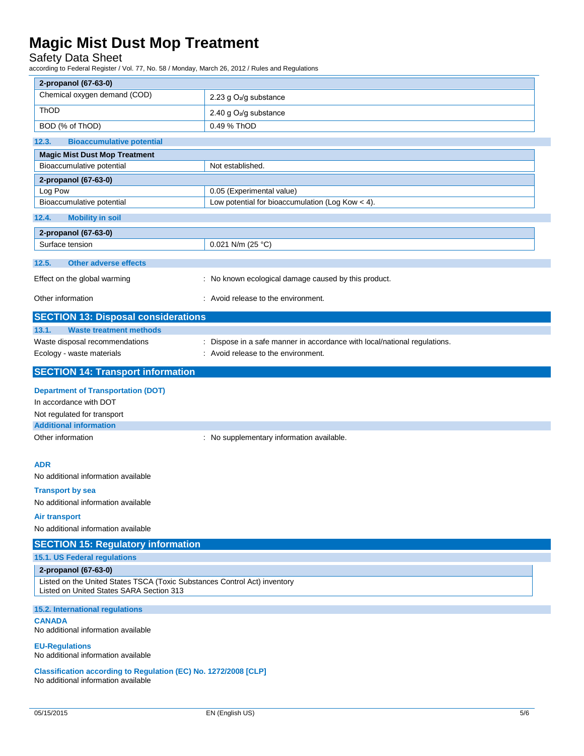| 2-propanol (67-63-0) | |
|---|---|
| Chemical oxygen demand (COD) | 2.23 g $O_2$/g substance |
| ThOD | 2.40 g $O_2$/g substance |
| BOD (% of ThOD) | 0.49 % ThOD |

### 12.3. Bioaccumulative potential

| Magic Mist Dust Mop Treatment | |
|---|---|
| Bioaccumulative potential | Not established. |

| 2-propanol (67-63-0) | |
|---|---|
| Log Pow | 0.05 (Experimental value) |
| Bioaccumulative potential | Low potential for bioaccumulation (Log Kow < 4). |

### 12.4. Mobility in soil

| 2-propanol (67-63-0) | |
|---|---|
| Surface tension | 0.021 N/m (25 °C) |

### 12.5. Other adverse effects

Effect on the global warming : No known ecological damage caused by this product.

Other information : Avoid release to the environment.

## SECTION 13: Disposal considerations

### 13.1. Waste treatment methods

Waste disposal recommendations : Dispose in a safe manner in accordance with local/national regulations.

Ecology - waste materials : Avoid release to the environment.

## SECTION 14: Transport information

**Department of Transportation (DOT)**

In accordance with DOT

Not regulated for transport

**Additional information**

Other information : No supplementary information available.

**ADR**

No additional information available

**Transport by sea**

No additional information available

**Air transport**

No additional information available

## SECTION 15: Regulatory information

### 15.1. US Federal regulations

| 2-propanol (67-63-0) |
|---|
| Listed on the United States TSCA (Toxic Substances Control Act) inventory<br>Listed on United States SARA Section 313 |

### 15.2. International regulations

**CANADA**

No additional information available

**EU-Regulations**

No additional information available

**Classification according to Regulation (EC) No. 1272/2008 [CLP]**

No additional information available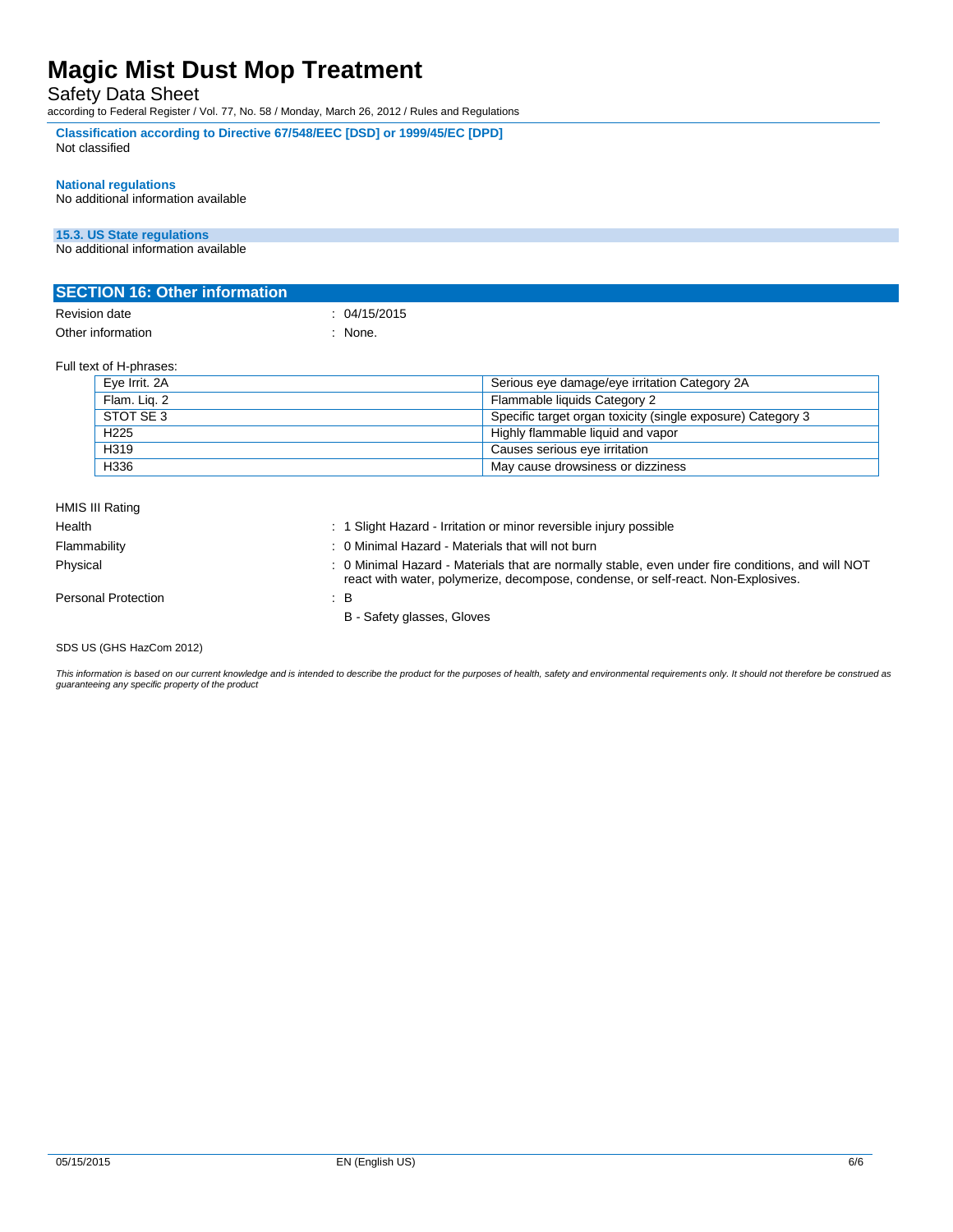**Classification according to Directive 67/548/EEC [DSD] or 1999/45/EC [DPD]**

Not classified

**National regulations**

No additional information available

### 15.3. US State regulations

No additional information available

## SECTION 16: Other information

Revision date : 04/15/2015

Other information : None.

Full text of H-phrases:

| | |
|---|---|
| Eye Irrit. 2A | Serious eye damage/eye irritation Category 2A |
| Flam. Liq. 2 | Flammable liquids Category 2 |
| STOT SE 3 | Specific target organ toxicity (single exposure) Category 3 |
| H225 | Highly flammable liquid and vapor |
| H319 | Causes serious eye irritation |
| H336 | May cause drowsiness or dizziness |

HMIS III Rating

Health : 1 Slight Hazard - Irritation or minor reversible injury possible

Flammability : 0 Minimal Hazard - Materials that will not burn

Physical : 0 Minimal Hazard - Materials that are normally stable, even under fire conditions, and will NOT react with water, polymerize, decompose, condense, or self-react. Non-Explosives.

Personal Protection : B

B - Safety glasses, Gloves

SDS US (GHS HazCom 2012)

*This information is based on our current knowledge and is intended to describe the product for the purposes of health, safety and environmental requirements only. It should not therefore be construed as guaranteeing any specific property of the product*